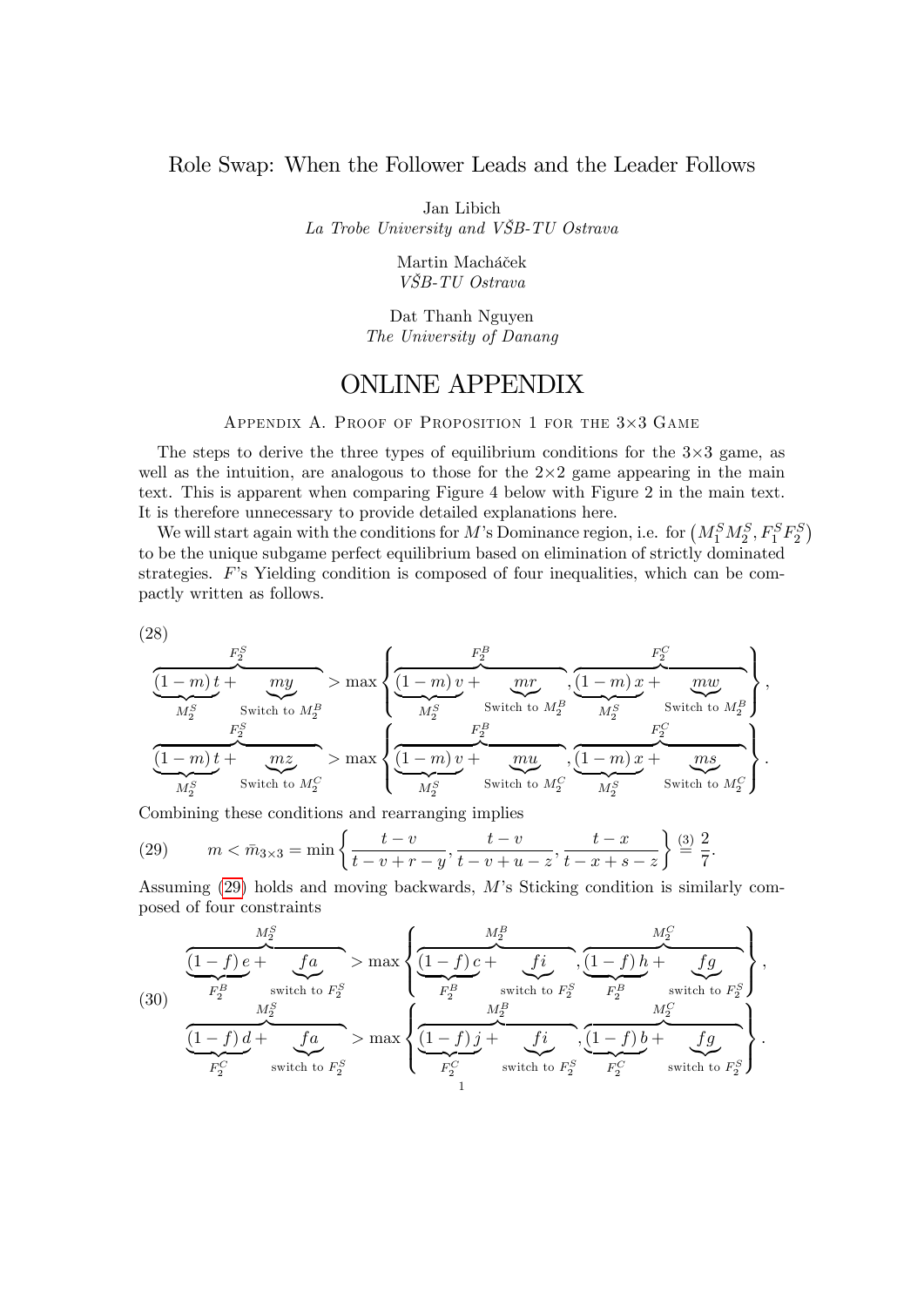# Role Swap: When the Follower Leads and the Leader Follows

Jan Libich
*La Trobe University and VŠB-TU Ostrava*

Martin Macháček
*VŠB-TU Ostrava*

Dat Thanh Nguyen
*The University of Danang*

## ONLINE APPENDIX

### Appendix A. Proof of Proposition 1 for the 3×3 Game

The steps to derive the three types of equilibrium conditions for the 3×3 game, as well as the intuition, are analogous to those for the 2×2 game appearing in the main text. This is apparent when comparing Figure 4 below with Figure 2 in the main text. It is therefore unnecessary to provide detailed explanations here.

We will start again with the conditions for $M$'s Dominance region, i.e. for $\left(M_1^S M_2^S, F_1^S F_2^S\right)$ to be the unique subgame perfect equilibrium based on elimination of strictly dominated strategies. $F$'s Yielding condition is composed of four inequalities, which can be compactly written as follows.

$$
\begin{aligned}
&\overbrace{\underbrace{(1-m)\,t}_{M_2^S} + \underbrace{my}_{\text{Switch to } M_2^B}}^{F_2^S} > \max\left\{\overbrace{\underbrace{(1-m)\,v}_{M_2^S} + \underbrace{mr}_{\text{Switch to } M_2^B}}^{F_2^B}, \overbrace{\underbrace{(1-m)\,x}_{M_2^S} + \underbrace{mw}_{\text{Switch to } M_2^B}}^{F_2^C}\right\},\\
&\overbrace{\underbrace{(1-m)\,t}_{M_2^S} + \underbrace{mz}_{\text{Switch to } M_2^C}}^{F_2^S} > \max\left\{\overbrace{\underbrace{(1-m)\,v}_{M_2^S} + \underbrace{mu}_{\text{Switch to } M_2^C}}^{F_2^B}, \overbrace{\underbrace{(1-m)\,x}_{M_2^S} + \underbrace{ms}_{\text{Switch to } M_2^C}}^{F_2^C}\right\}.
\end{aligned}
\tag{28}
$$

Combining these conditions and rearranging implies

$$
m < \bar{m}_{3\times 3} = \min\left\{\frac{t-v}{t-v+r-y}, \frac{t-v}{t-v+u-z}, \frac{t-x}{t-x+s-z}\right\} \overset{(3)}{=} \frac{2}{7}. \tag{29}
$$

Assuming (29) holds and moving backwards, $M$'s Sticking condition is similarly composed of four constraints

$$
\begin{aligned}
&\overbrace{\underbrace{(1-f)\,e}_{F_2^B} + \underbrace{fa}_{\text{switch to } F_2^S}}^{M_2^S} > \max\left\{\overbrace{\underbrace{(1-f)\,c}_{F_2^B} + \underbrace{fi}_{\text{switch to } F_2^S}}^{M_2^B}, \overbrace{\underbrace{(1-f)\,h}_{F_2^B} + \underbrace{fg}_{\text{switch to } F_2^S}}^{M_2^C}\right\},\\
&\overbrace{\underbrace{(1-f)\,d}_{F_2^C} + \underbrace{fa}_{\text{switch to } F_2^S}}^{M_2^S} > \max\left\{\overbrace{\underbrace{(1-f)\,j}_{F_2^C} + \underbrace{fi}_{\text{switch to } F_2^S}}^{M_2^B}, \overbrace{\underbrace{(1-f)\,b}_{F_2^C} + \underbrace{fg}_{\text{switch to } F_2^S}}^{M_2^C}\right\}.
\end{aligned}
\tag{30}
$$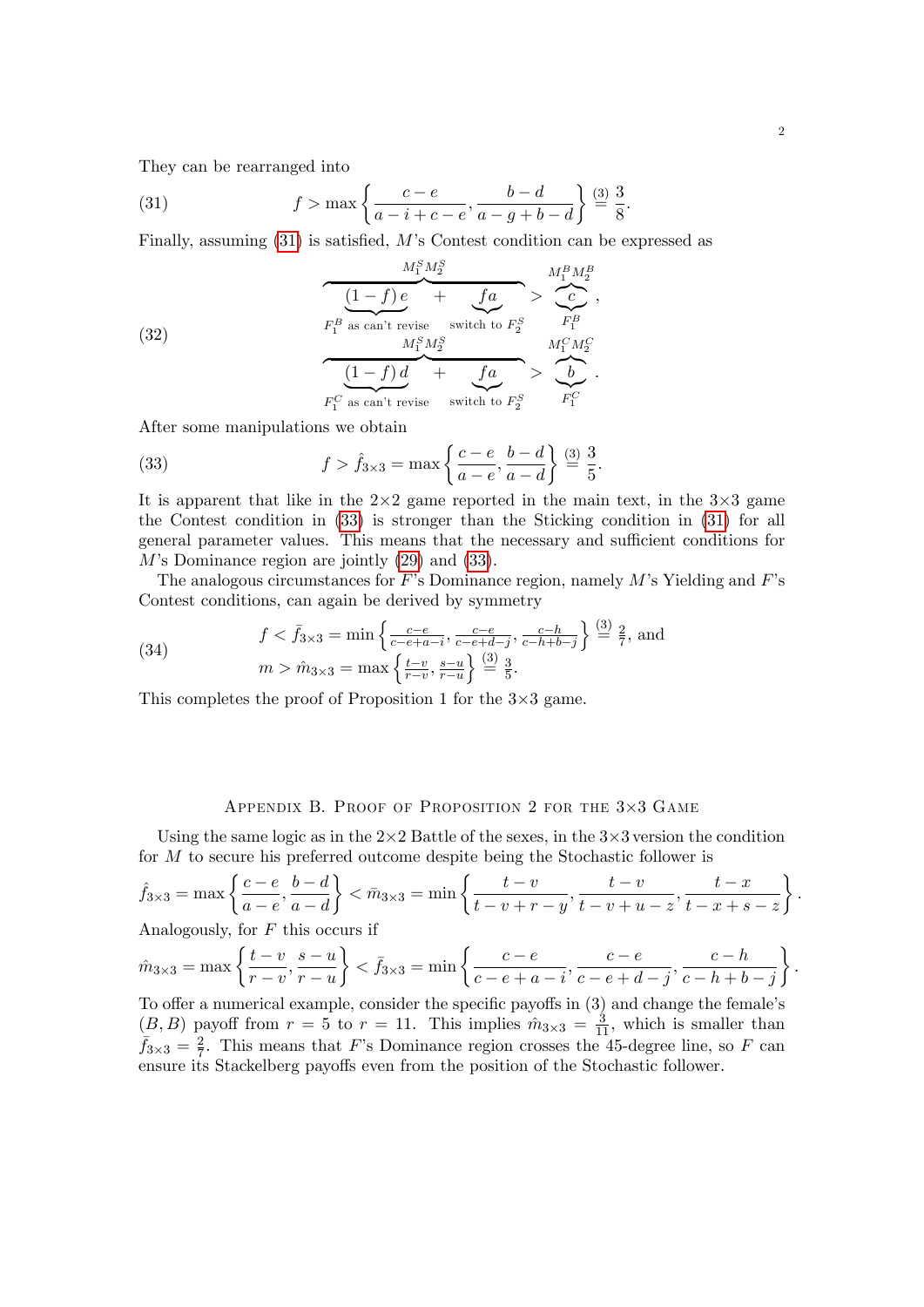They can be rearranged into

$$f > \max\left\{\frac{c-e}{a-i+c-e}, \frac{b-d}{a-g+b-d}\right\} \overset{(3)}{=} \frac{3}{8}. \tag{31}$$

Finally, assuming (31) is satisfied, $M$'s Contest condition can be expressed as

$$\begin{aligned}
&\overbrace{\underbrace{(1-f)\,e}_{F_1^B \text{ as can't revise}} + \underbrace{fa}_{\text{switch to } F_2^S}}^{M_1^S M_2^S} > \overbrace{\underbrace{c}_{F_1^B}}^{M_1^B M_2^B}, \\
&\overbrace{\underbrace{(1-f)\,d}_{F_1^C \text{ as can't revise}} + \underbrace{fa}_{\text{switch to } F_2^S}}^{M_1^S M_2^S} > \overbrace{\underbrace{b}_{F_1^C}}^{M_1^C M_2^C}.
\end{aligned} \tag{32}$$

After some manipulations we obtain

$$f > \hat{f}_{3\times 3} = \max\left\{\frac{c-e}{a-e}, \frac{b-d}{a-d}\right\} \overset{(3)}{=} \frac{3}{5}. \tag{33}$$

It is apparent that like in the 2×2 game reported in the main text, in the 3×3 game the Contest condition in (33) is stronger than the Sticking condition in (31) for all general parameter values. This means that the necessary and sufficient conditions for $M$'s Dominance region are jointly (29) and (33).

The analogous circumstances for $F$'s Dominance region, namely $M$'s Yielding and $F$'s Contest conditions, can again be derived by symmetry

$$\begin{aligned}
&f < \bar{f}_{3\times 3} = \min\left\{\tfrac{c-e}{c-e+a-i}, \tfrac{c-e}{c-e+d-j}, \tfrac{c-h}{c-h+b-j}\right\} \overset{(3)}{=} \tfrac{2}{7}, \text{ and} \\
&m > \hat{m}_{3\times 3} = \max\left\{\tfrac{t-v}{r-v}, \tfrac{s-u}{r-u}\right\} \overset{(3)}{=} \tfrac{3}{5}.
\end{aligned} \tag{34}$$

This completes the proof of Proposition 1 for the 3×3 game.

## Appendix B. Proof of Proposition 2 for the 3×3 Game

Using the same logic as in the 2×2 Battle of the sexes, in the 3×3 version the condition for $M$ to secure his preferred outcome despite being the Stochastic follower is

$$\hat{f}_{3\times 3} = \max\left\{\frac{c-e}{a-e}, \frac{b-d}{a-d}\right\} < \bar{m}_{3\times 3} = \min\left\{\frac{t-v}{t-v+r-y}, \frac{t-v}{t-v+u-z}, \frac{t-x}{t-x+s-z}\right\}.$$

Analogously, for $F$ this occurs if

$$\hat{m}_{3\times 3} = \max\left\{\frac{t-v}{r-v}, \frac{s-u}{r-u}\right\} < \bar{f}_{3\times 3} = \min\left\{\frac{c-e}{c-e+a-i}, \frac{c-e}{c-e+d-j}, \frac{c-h}{c-h+b-j}\right\}.$$

To offer a numerical example, consider the specific payoffs in (3) and change the female's $(B, B)$ payoff from $r = 5$ to $r = 11$. This implies $\hat{m}_{3\times 3} = \frac{3}{11}$, which is smaller than $\bar{f}_{3\times 3} = \frac{2}{7}$. This means that $F$'s Dominance region crosses the 45-degree line, so $F$ can ensure its Stackelberg payoffs even from the position of the Stochastic follower.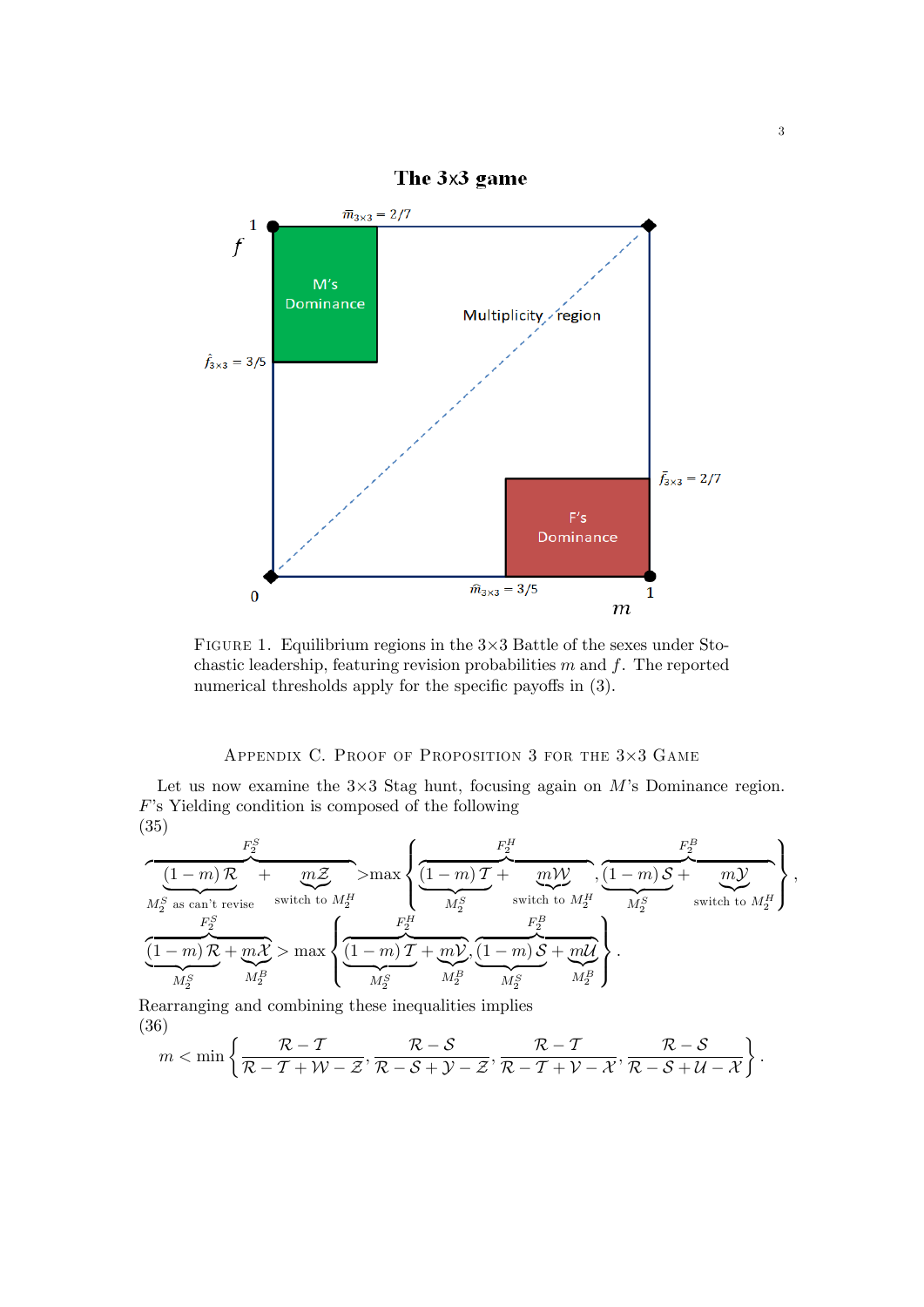**The 3x3 game**

Figure 1. Equilibrium regions in the 3×3 Battle of the sexes under Stochastic leadership, featuring revision probabilities $m$ and $f$. The reported numerical thresholds apply for the specific payoffs in (3).

## Appendix C. Proof of Proposition 3 for the 3×3 Game

Let us now examine the 3×3 Stag hunt, focusing again on $M$'s Dominance region. $F$'s Yielding condition is composed of the following

(35)

$$
\overbrace{\underbrace{(1-m)\,\mathcal{R}}_{M_2^S \text{ as can't revise}} + \underbrace{m\mathcal{Z}}_{\text{switch to } M_2^H}}^{F_2^S} > \max\left\{ \overbrace{\underbrace{(1-m)\,\mathcal{T}}_{M_2^S} + \underbrace{m\mathcal{W}}_{\text{switch to } M_2^H}}^{F_2^H}, \overbrace{\underbrace{(1-m)\,\mathcal{S}}_{M_2^S} + \underbrace{m\mathcal{Y}}_{\text{switch to } M_2^H}}^{F_2^B} \right\},
$$

$$
\overbrace{\underbrace{(1-m)\,\mathcal{R}}_{M_2^S} + \underbrace{m\mathcal{X}}_{M_2^B}}^{F_2^S} > \max\left\{ \overbrace{\underbrace{(1-m)\,\mathcal{T}}_{M_2^S} + \underbrace{m\mathcal{V}}_{M_2^B}}^{F_2^H}, \overbrace{\underbrace{(1-m)\,\mathcal{S}}_{M_2^S} + \underbrace{m\mathcal{U}}_{M_2^B}}^{F_2^B} \right\}.
$$

Rearranging and combining these inequalities implies

(36)

$$
m < \min\left\{ \frac{\mathcal{R}-\mathcal{T}}{\mathcal{R}-\mathcal{T}+\mathcal{W}-\mathcal{Z}}, \frac{\mathcal{R}-\mathcal{S}}{\mathcal{R}-\mathcal{S}+\mathcal{Y}-\mathcal{Z}}, \frac{\mathcal{R}-\mathcal{T}}{\mathcal{R}-\mathcal{T}+\mathcal{V}-\mathcal{X}}, \frac{\mathcal{R}-\mathcal{S}}{\mathcal{R}-\mathcal{S}+\mathcal{U}-\mathcal{X}} \right\}.
$$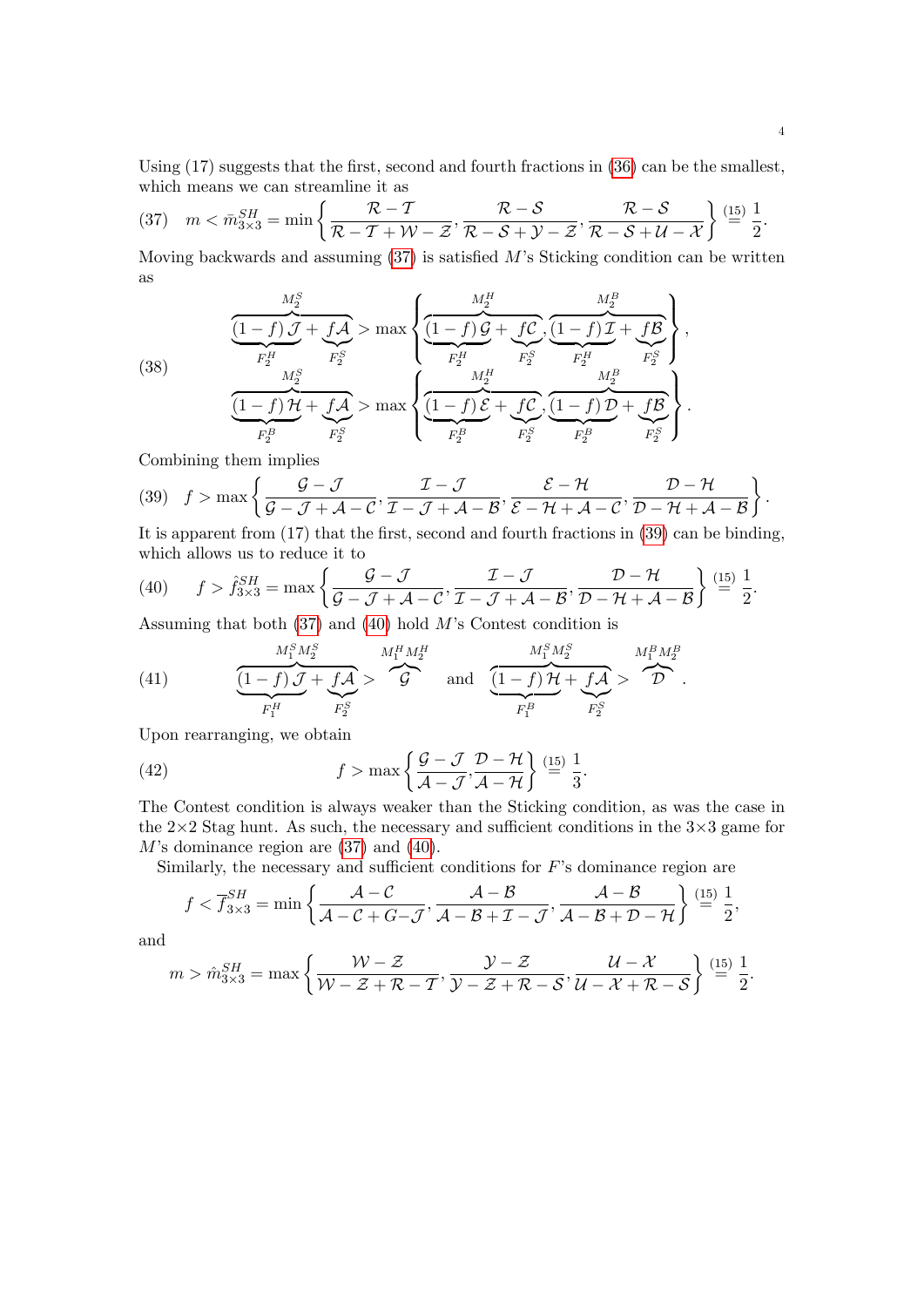Using (17) suggests that the first, second and fourth fractions in (36) can be the smallest, which means we can streamline it as

$$\text{(37)}\quad m < \bar{m}^{SH}_{3\times3} = \min\left\{\frac{\mathcal{R}-\mathcal{T}}{\mathcal{R}-\mathcal{T}+\mathcal{W}-\mathcal{Z}}, \frac{\mathcal{R}-\mathcal{S}}{\mathcal{R}-\mathcal{S}+\mathcal{Y}-\mathcal{Z}}, \frac{\mathcal{R}-\mathcal{S}}{\mathcal{R}-\mathcal{S}+\mathcal{U}-\mathcal{X}}\right\} \overset{(15)}{=} \frac{1}{2}.$$

Moving backwards and assuming (37) is satisfied $M$'s Sticking condition can be written as

$$\text{(38)}\quad \begin{aligned} &\overbrace{\underbrace{(1-f)\,\mathcal{J}}_{F_2^H} + \underbrace{f\mathcal{A}}_{F_2^S}}^{M_2^S} > \max\left\{\overbrace{\underbrace{(1-f)\,\mathcal{G}}_{F_2^H} + \underbrace{f\mathcal{C}}_{F_2^S}}^{M_2^H}, \overbrace{\underbrace{(1-f)\,\mathcal{I}}_{F_2^H} + \underbrace{f\mathcal{B}}_{F_2^S}}^{M_2^B}\right\}, \\ &\overbrace{\underbrace{(1-f)\,\mathcal{H}}_{F_2^B} + \underbrace{f\mathcal{A}}_{F_2^S}}^{M_2^S} > \max\left\{\overbrace{\underbrace{(1-f)\,\mathcal{E}}_{F_2^B} + \underbrace{f\mathcal{C}}_{F_2^S}}^{M_2^H}, \overbrace{\underbrace{(1-f)\,\mathcal{D}}_{F_2^B} + \underbrace{f\mathcal{B}}_{F_2^S}}^{M_2^B}\right\}. \end{aligned}$$

Combining them implies

$$\text{(39)}\quad f > \max\left\{\frac{\mathcal{G}-\mathcal{J}}{\mathcal{G}-\mathcal{J}+\mathcal{A}-\mathcal{C}}, \frac{\mathcal{I}-\mathcal{J}}{\mathcal{I}-\mathcal{J}+\mathcal{A}-\mathcal{B}}, \frac{\mathcal{E}-\mathcal{H}}{\mathcal{E}-\mathcal{H}+\mathcal{A}-\mathcal{C}}, \frac{\mathcal{D}-\mathcal{H}}{\mathcal{D}-\mathcal{H}+\mathcal{A}-\mathcal{B}}\right\}.$$

It is apparent from (17) that the first, second and fourth fractions in (39) can be binding, which allows us to reduce it to

$$\text{(40)}\quad f > \hat{f}^{SH}_{3\times3} = \max\left\{\frac{\mathcal{G}-\mathcal{J}}{\mathcal{G}-\mathcal{J}+\mathcal{A}-\mathcal{C}}, \frac{\mathcal{I}-\mathcal{J}}{\mathcal{I}-\mathcal{J}+\mathcal{A}-\mathcal{B}}, \frac{\mathcal{D}-\mathcal{H}}{\mathcal{D}-\mathcal{H}+\mathcal{A}-\mathcal{B}}\right\} \overset{(15)}{=} \frac{1}{2}.$$

Assuming that both (37) and (40) hold $M$'s Contest condition is

$$\text{(41)}\quad \overbrace{\underbrace{(1-f)\,\mathcal{J}}_{F_1^H} + \underbrace{f\mathcal{A}}_{F_2^S}}^{M_1^S M_2^S} > \overbrace{\mathcal{G}}^{M_1^H M_2^H} \quad \text{and} \quad \overbrace{\underbrace{(1-f)\,\mathcal{H}}_{F_1^B} + \underbrace{f\mathcal{A}}_{F_2^S}}^{M_1^S M_2^S} > \overbrace{\mathcal{D}}^{M_1^B M_2^B}.$$

Upon rearranging, we obtain

$$\text{(42)}\quad f > \max\left\{\frac{\mathcal{G}-\mathcal{J}}{\mathcal{A}-\mathcal{J}}, \frac{\mathcal{D}-\mathcal{H}}{\mathcal{A}-\mathcal{H}}\right\} \overset{(15)}{=} \frac{1}{3}.$$

The Contest condition is always weaker than the Sticking condition, as was the case in the 2×2 Stag hunt. As such, the necessary and sufficient conditions in the 3×3 game for $M$'s dominance region are (37) and (40).

Similarly, the necessary and sufficient conditions for $F$'s dominance region are

$$f < \overline{f}^{SH}_{3\times3} = \min\left\{\frac{\mathcal{A}-\mathcal{C}}{\mathcal{A}-\mathcal{C}+G-\mathcal{J}}, \frac{\mathcal{A}-\mathcal{B}}{\mathcal{A}-\mathcal{B}+\mathcal{I}-\mathcal{J}}, \frac{\mathcal{A}-\mathcal{B}}{\mathcal{A}-\mathcal{B}+\mathcal{D}-\mathcal{H}}\right\} \overset{(15)}{=} \frac{1}{2},$$

and

$$m > \hat{m}^{SH}_{3\times3} = \max\left\{\frac{\mathcal{W}-\mathcal{Z}}{\mathcal{W}-\mathcal{Z}+\mathcal{R}-\mathcal{T}}, \frac{\mathcal{Y}-\mathcal{Z}}{\mathcal{Y}-\mathcal{Z}+\mathcal{R}-\mathcal{S}}, \frac{\mathcal{U}-\mathcal{X}}{\mathcal{U}-\mathcal{X}+\mathcal{R}-\mathcal{S}}\right\} \overset{(15)}{=} \frac{1}{2}.$$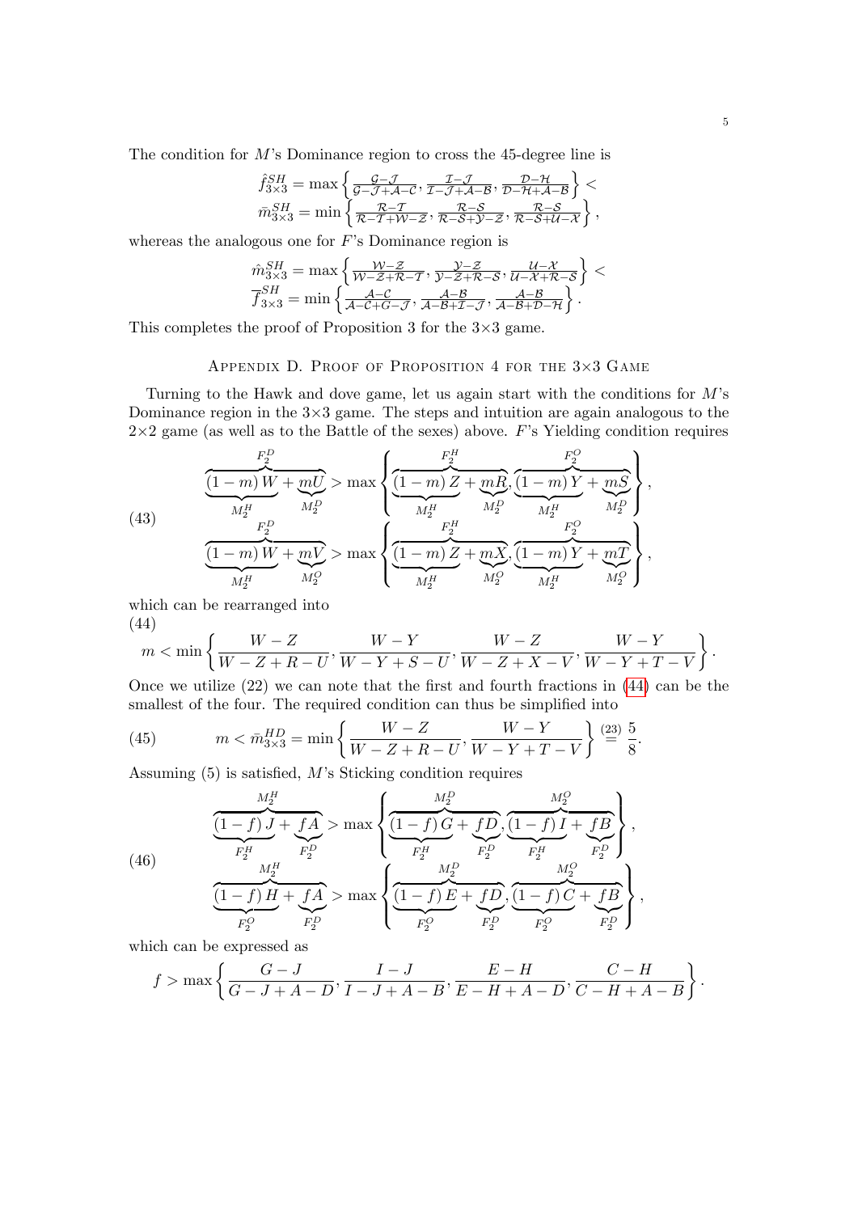The condition for $M$'s Dominance region to cross the 45-degree line is

$$\hat{f}^{SH}_{3\times3} = \max\left\{\tfrac{\mathcal{G}-\mathcal{J}}{\mathcal{G}-\mathcal{J}+\mathcal{A}-\mathcal{C}}, \tfrac{\mathcal{I}-\mathcal{J}}{\mathcal{I}-\mathcal{J}+\mathcal{A}-\mathcal{B}}, \tfrac{\mathcal{D}-\mathcal{H}}{\mathcal{D}-\mathcal{H}+\mathcal{A}-\mathcal{B}}\right\} < \bar{m}^{SH}_{3\times3} = \min\left\{\tfrac{\mathcal{R}-\mathcal{T}}{\mathcal{R}-\mathcal{T}+\mathcal{W}-\mathcal{Z}}, \tfrac{\mathcal{R}-\mathcal{S}}{\mathcal{R}-\mathcal{S}+\mathcal{Y}-\mathcal{Z}}, \tfrac{\mathcal{R}-\mathcal{S}}{\mathcal{R}-\mathcal{S}+\mathcal{U}-\mathcal{X}}\right\},$$

whereas the analogous one for $F$'s Dominance region is

$$\hat{m}^{SH}_{3\times3} = \max\left\{\tfrac{\mathcal{W}-\mathcal{Z}}{\mathcal{W}-\mathcal{Z}+\mathcal{R}-\mathcal{T}}, \tfrac{\mathcal{Y}-\mathcal{Z}}{\mathcal{Y}-\mathcal{Z}+\mathcal{R}-\mathcal{S}}, \tfrac{\mathcal{U}-\mathcal{X}}{\mathcal{U}-\mathcal{X}+\mathcal{R}-\mathcal{S}}\right\} < \overline{f}^{SH}_{3\times3} = \min\left\{\tfrac{\mathcal{A}-\mathcal{C}}{\mathcal{A}-\mathcal{C}+\mathcal{G}-\mathcal{J}}, \tfrac{\mathcal{A}-\mathcal{B}}{\mathcal{A}-\mathcal{B}+\mathcal{I}-\mathcal{J}}, \tfrac{\mathcal{A}-\mathcal{B}}{\mathcal{A}-\mathcal{B}+\mathcal{D}-\mathcal{H}}\right\}.$$

This completes the proof of Proposition 3 for the 3×3 game.

## Appendix D. Proof of Proposition 4 for the 3×3 Game

Turning to the Hawk and dove game, let us again start with the conditions for $M$'s Dominance region in the 3×3 game. The steps and intuition are again analogous to the 2×2 game (as well as to the Battle of the sexes) above. $F$'s Yielding condition requires

$$\begin{aligned}
\overbrace{\underbrace{(1-m)\,W}_{M_2^H} + \underbrace{mU}_{M_2^D}}^{F_2^D} &> \max\left\{\overbrace{\underbrace{(1-m)\,Z}_{M_2^H} + \underbrace{mR}_{M_2^D}}^{F_2^H}, \overbrace{\underbrace{(1-m)\,Y}_{M_2^H} + \underbrace{mS}_{M_2^D}}^{F_2^O}\right\}, \\
\overbrace{\underbrace{(1-m)\,W}_{M_2^H} + \underbrace{mV}_{M_2^O}}^{F_2^D} &> \max\left\{\overbrace{\underbrace{(1-m)\,Z}_{M_2^H} + \underbrace{mX}_{M_2^O}}^{F_2^H}, \overbrace{\underbrace{(1-m)\,Y}_{M_2^H} + \underbrace{mT}_{M_2^O}}^{F_2^O}\right\},
\end{aligned} \tag{43}$$

which can be rearranged into

$$m < \min\left\{\frac{W-Z}{W-Z+R-U}, \frac{W-Y}{W-Y+S-U}, \frac{W-Z}{W-Z+X-V}, \frac{W-Y}{W-Y+T-V}\right\}. \tag{44}$$

Once we utilize (22) we can note that the first and fourth fractions in (44) can be the smallest of the four. The required condition can thus be simplified into

$$m < \bar{m}^{HD}_{3\times3} = \min\left\{\frac{W-Z}{W-Z+R-U}, \frac{W-Y}{W-Y+T-V}\right\} \overset{(23)}{=} \frac{5}{8}. \tag{45}$$

Assuming (5) is satisfied, $M$'s Sticking condition requires

$$\begin{aligned}
\overbrace{\underbrace{(1-f)\,J}_{F_2^H} + \underbrace{fA}_{F_2^D}}^{M_2^H} &> \max\left\{\overbrace{\underbrace{(1-f)\,G}_{F_2^H} + \underbrace{fD}_{F_2^D}}^{M_2^D}, \overbrace{\underbrace{(1-f)\,I}_{F_2^H} + \underbrace{fB}_{F_2^D}}^{M_2^O}\right\}, \\
\overbrace{\underbrace{(1-f)\,H}_{F_2^O} + \underbrace{fA}_{F_2^D}}^{M_2^H} &> \max\left\{\overbrace{\underbrace{(1-f)\,E}_{F_2^O} + \underbrace{fD}_{F_2^D}}^{M_2^D}, \overbrace{\underbrace{(1-f)\,C}_{F_2^O} + \underbrace{fB}_{F_2^D}}^{M_2^O}\right\},
\end{aligned} \tag{46}$$

which can be expressed as

$$f > \max\left\{\frac{G-J}{G-J+A-D}, \frac{I-J}{I-J+A-B}, \frac{E-H}{E-H+A-D}, \frac{C-H}{C-H+A-B}\right\}.$$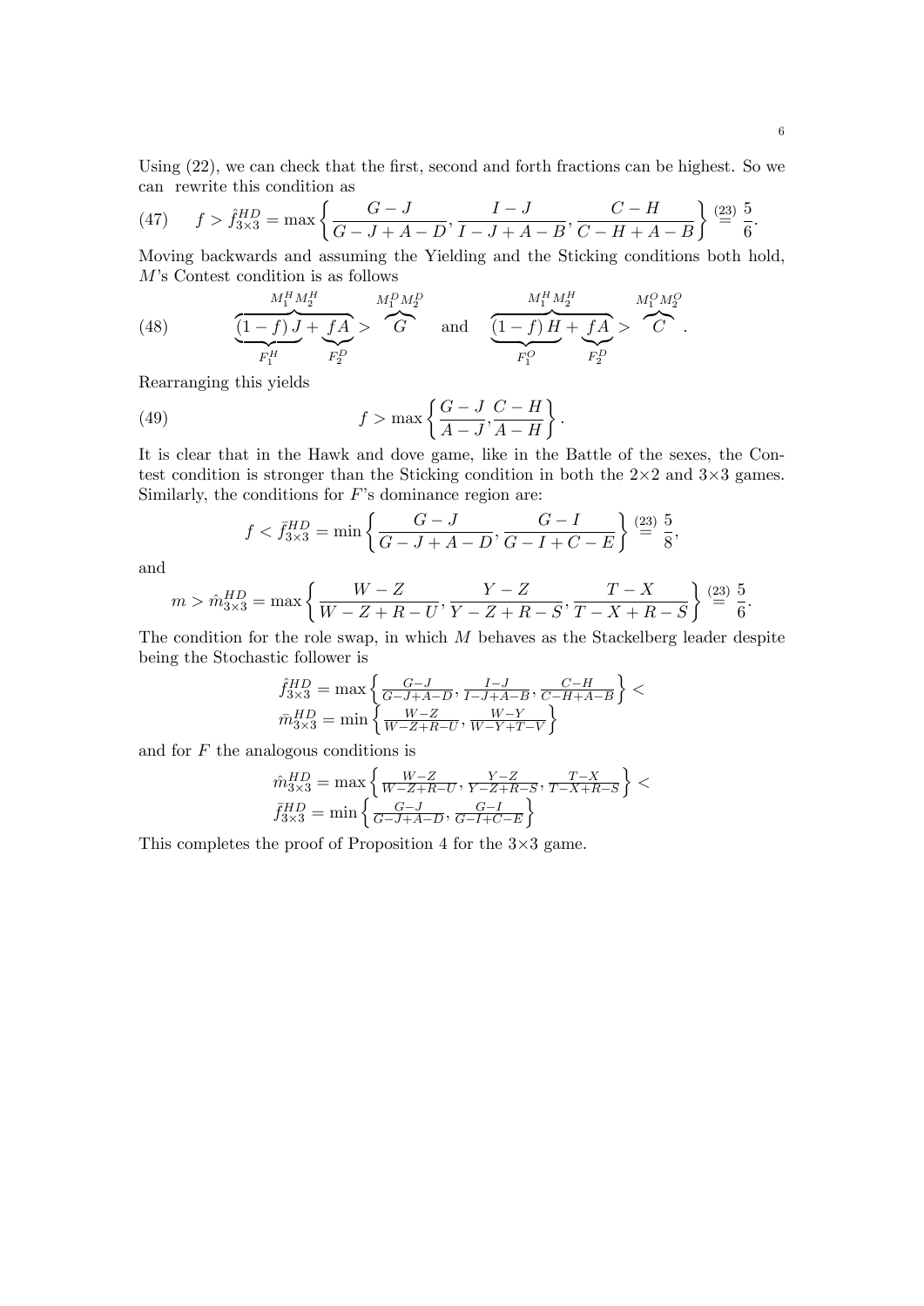Using (22), we can check that the first, second and forth fractions can be highest. So we can rewrite this condition as

$$f > \hat{f}^{HD}_{3\times 3} = \max\left\{\frac{G-J}{G-J+A-D}, \frac{I-J}{I-J+A-B}, \frac{C-H}{C-H+A-B}\right\} \overset{(23)}{=} \frac{5}{6}. \tag{47}$$

Moving backwards and assuming the Yielding and the Sticking conditions both hold, $M$'s Contest condition is as follows

$$\overbrace{\underbrace{(1-f)\,J}_{F_1^H} + \underbrace{fA}_{F_2^D}}^{M_1^H M_2^H} > \overbrace{G}^{M_1^D M_2^D} \quad \text{and} \quad \overbrace{\underbrace{(1-f)\,H}_{F_1^O} + \underbrace{fA}_{F_2^D}}^{M_1^H M_2^H} > \overbrace{C}^{M_1^O M_2^O}. \tag{48}$$

Rearranging this yields

$$f > \max\left\{\frac{G-J}{A-J}, \frac{C-H}{A-H}\right\}. \tag{49}$$

It is clear that in the Hawk and dove game, like in the Battle of the sexes, the Contest condition is stronger than the Sticking condition in both the 2×2 and 3×3 games. Similarly, the conditions for $F$'s dominance region are:

$$f < \bar{f}^{HD}_{3\times 3} = \min\left\{\frac{G-J}{G-J+A-D}, \frac{G-I}{G-I+C-E}\right\} \overset{(23)}{=} \frac{5}{8},$$

and

$$m > \hat{m}^{HD}_{3\times 3} = \max\left\{\frac{W-Z}{W-Z+R-U}, \frac{Y-Z}{Y-Z+R-S}, \frac{T-X}{T-X+R-S}\right\} \overset{(23)}{=} \frac{5}{6}.$$

The condition for the role swap, in which $M$ behaves as the Stackelberg leader despite being the Stochastic follower is

$$\hat{f}^{HD}_{3\times 3} = \max\left\{\tfrac{G-J}{G-J+A-D}, \tfrac{I-J}{I-J+A-B}, \tfrac{C-H}{C-H+A-B}\right\} <$$
$$\bar{m}^{HD}_{3\times 3} = \min\left\{\tfrac{W-Z}{W-Z+R-U}, \tfrac{W-Y}{W-Y+T-V}\right\}$$

and for $F$ the analogous conditions is

$$\hat{m}^{HD}_{3\times 3} = \max\left\{\tfrac{W-Z}{W-Z+R-U}, \tfrac{Y-Z}{Y-Z+R-S}, \tfrac{T-X}{T-X+R-S}\right\} <$$
$$\bar{f}^{HD}_{3\times 3} = \min\left\{\tfrac{G-J}{G-J+A-D}, \tfrac{G-I}{G-I+C-E}\right\}$$

This completes the proof of Proposition 4 for the 3×3 game.